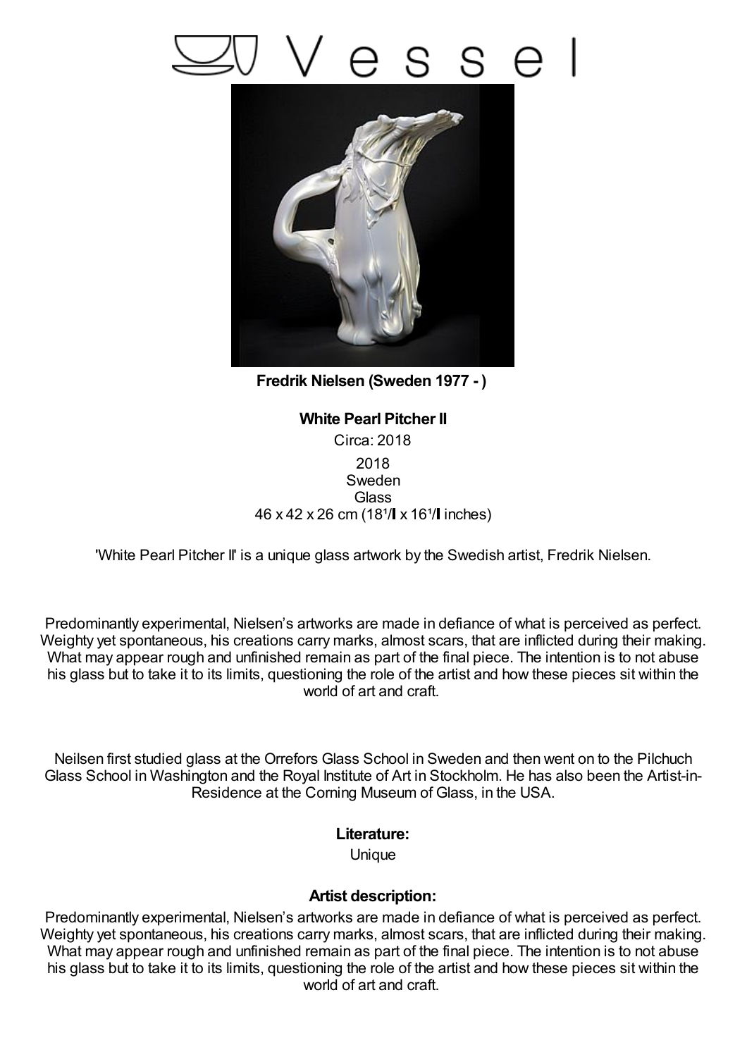# Vessel

**Fredrik Nielsen (Sweden 1977 - )**

**White Pearl Pitcher II**

Circa: 2018

2018
Sweden
Glass
46 x 42 x 26 cm (18¹/ x 16¹/ inches)

'White Pearl Pitcher II' is a unique glass artwork by the Swedish artist, Fredrik Nielsen.

Predominantly experimental, Nielsen's artworks are made in defiance of what is perceived as perfect. Weighty yet spontaneous, his creations carry marks, almost scars, that are inflicted during their making. What may appear rough and unfinished remain as part of the final piece. The intention is to not abuse his glass but to take it to its limits, questioning the role of the artist and how these pieces sit within the world of art and craft.

Neilsen first studied glass at the Orrefors Glass School in Sweden and then went on to the Pilchuch Glass School in Washington and the Royal Institute of Art in Stockholm. He has also been the Artist-in-Residence at the Corning Museum of Glass, in the USA.

**Literature:**

Unique

**Artist description:**

Predominantly experimental, Nielsen's artworks are made in defiance of what is perceived as perfect. Weighty yet spontaneous, his creations carry marks, almost scars, that are inflicted during their making. What may appear rough and unfinished remain as part of the final piece. The intention is to not abuse his glass but to take it to its limits, questioning the role of the artist and how these pieces sit within the world of art and craft.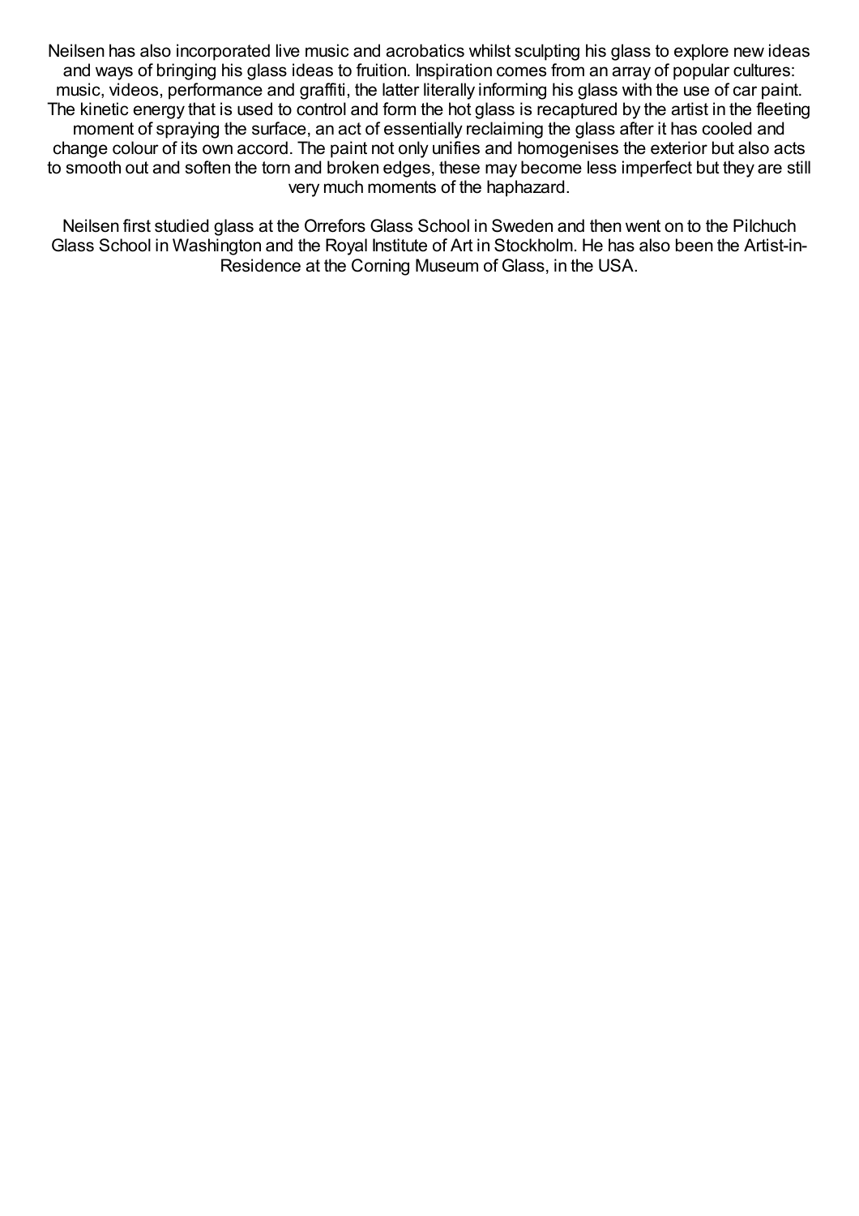Neilsen has also incorporated live music and acrobatics whilst sculpting his glass to explore new ideas and ways of bringing his glass ideas to fruition. Inspiration comes from an array of popular cultures: music, videos, performance and graffiti, the latter literally informing his glass with the use of car paint. The kinetic energy that is used to control and form the hot glass is recaptured by the artist in the fleeting moment of spraying the surface, an act of essentially reclaiming the glass after it has cooled and change colour of its own accord. The paint not only unifies and homogenises the exterior but also acts to smooth out and soften the torn and broken edges, these may become less imperfect but they are still very much moments of the haphazard.

Neilsen first studied glass at the Orrefors Glass School in Sweden and then went on to the Pilchuch Glass School in Washington and the Royal Institute of Art in Stockholm. He has also been the Artist-in-Residence at the Corning Museum of Glass, in the USA.